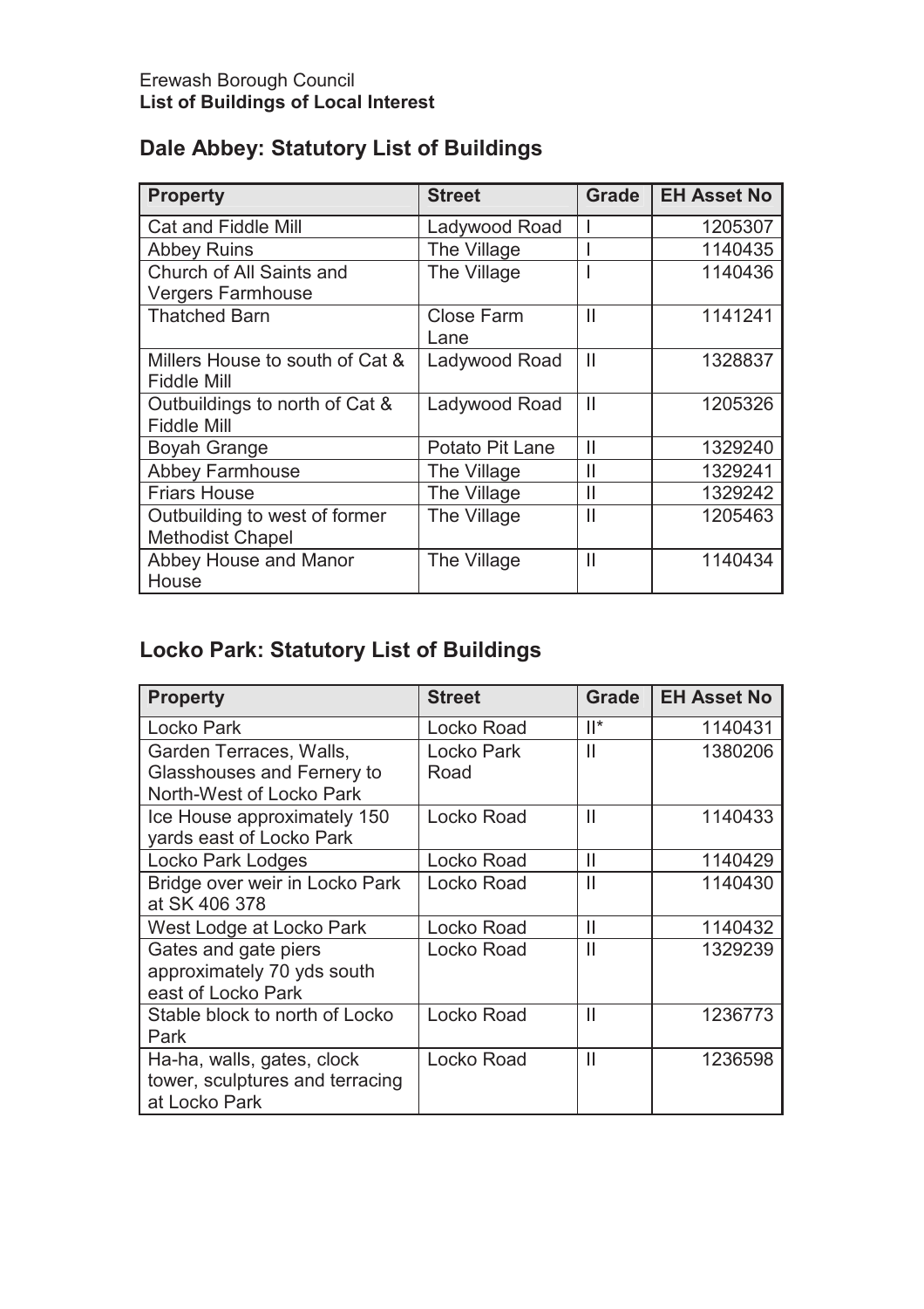Erewash Borough Council
**List of Buildings of Local Interest**

## Dale Abbey: Statutory List of Buildings

| Property | Street | Grade | EH Asset No |
|---|---|---|---|
| Cat and Fiddle Mill | Ladywood Road | I | 1205307 |
| Abbey Ruins | The Village | I | 1140435 |
| Church of All Saints and Vergers Farmhouse | The Village | I | 1140436 |
| Thatched Barn | Close Farm Lane | II | 1141241 |
| Millers House to south of Cat & Fiddle Mill | Ladywood Road | II | 1328837 |
| Outbuildings to north of Cat & Fiddle Mill | Ladywood Road | II | 1205326 |
| Boyah Grange | Potato Pit Lane | II | 1329240 |
| Abbey Farmhouse | The Village | II | 1329241 |
| Friars House | The Village | II | 1329242 |
| Outbuilding to west of former Methodist Chapel | The Village | II | 1205463 |
| Abbey House and Manor House | The Village | II | 1140434 |

## Locko Park: Statutory List of Buildings

| Property | Street | Grade | EH Asset No |
|---|---|---|---|
| Locko Park | Locko Road | II* | 1140431 |
| Garden Terraces, Walls, Glasshouses and Fernery to North-West of Locko Park | Locko Park Road | II | 1380206 |
| Ice House approximately 150 yards east of Locko Park | Locko Road | II | 1140433 |
| Locko Park Lodges | Locko Road | II | 1140429 |
| Bridge over weir in Locko Park at SK 406 378 | Locko Road | II | 1140430 |
| West Lodge at Locko Park | Locko Road | II | 1140432 |
| Gates and gate piers approximately 70 yds south east of Locko Park | Locko Road | II | 1329239 |
| Stable block to north of Locko Park | Locko Road | II | 1236773 |
| Ha-ha, walls, gates, clock tower, sculptures and terracing at Locko Park | Locko Road | II | 1236598 |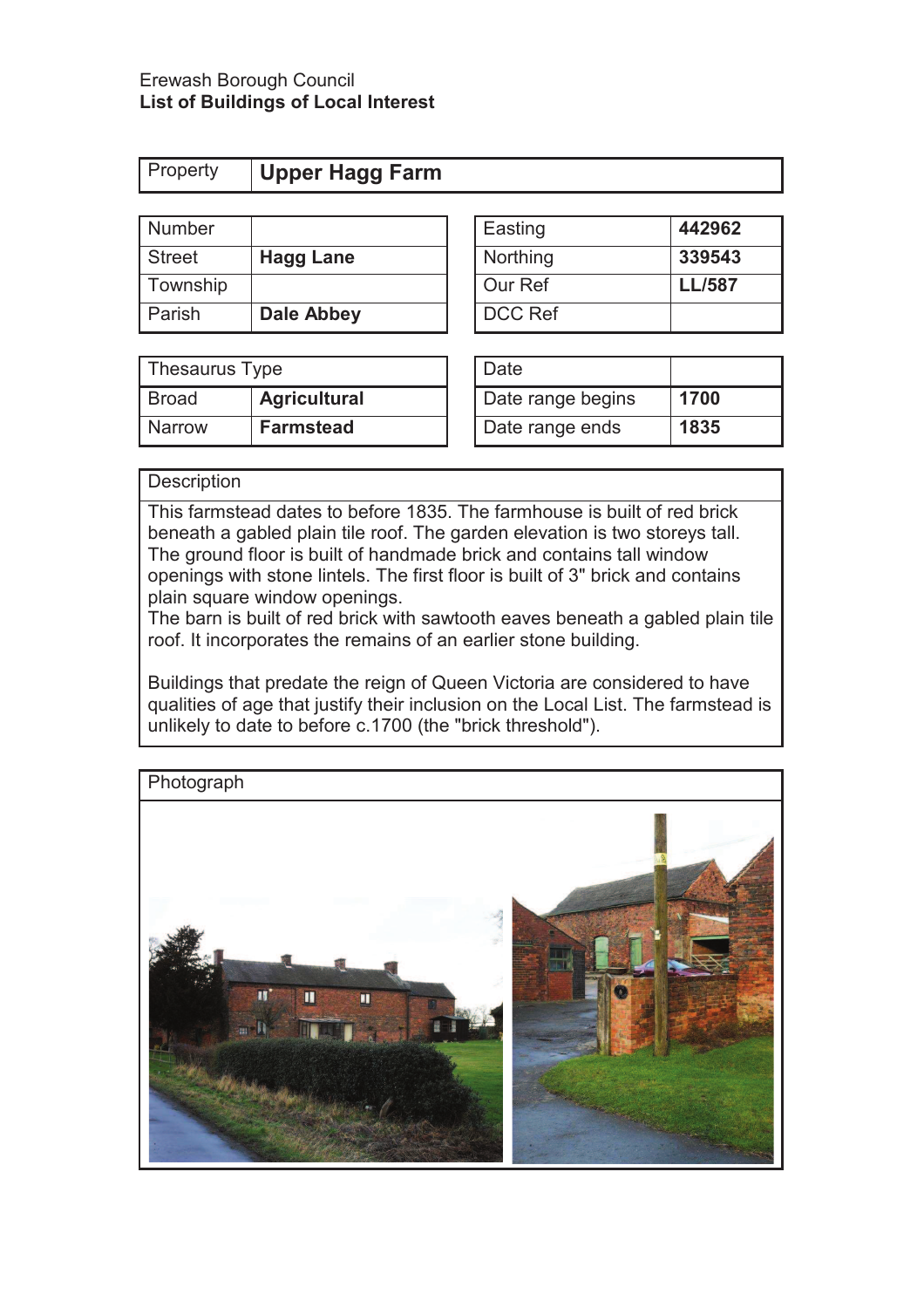Erewash Borough Council
**List of Buildings of Local Interest**

| Property | **Upper Hagg Farm** |
|---|---|

| Number | |
|---|---|
| Street | **Hagg Lane** |
| Township | |
| Parish | **Dale Abbey** |

| Easting | **442962** |
|---|---|
| Northing | **339543** |
| Our Ref | **LL/587** |
| DCC Ref | |

| Thesaurus Type | |
|---|---|
| Broad | **Agricultural** |
| Narrow | **Farmstead** |

| Date | |
|---|---|
| Date range begins | **1700** |
| Date range ends | **1835** |

**Description**

This farmstead dates to before 1835. The farmhouse is built of red brick beneath a gabled plain tile roof. The garden elevation is two storeys tall. The ground floor is built of handmade brick and contains tall window openings with stone lintels. The first floor is built of 3" brick and contains plain square window openings.
The barn is built of red brick with sawtooth eaves beneath a gabled plain tile roof. It incorporates the remains of an earlier stone building.

Buildings that predate the reign of Queen Victoria are considered to have qualities of age that justify their inclusion on the Local List. The farmstead is unlikely to date to before c.1700 (the "brick threshold").

**Photograph**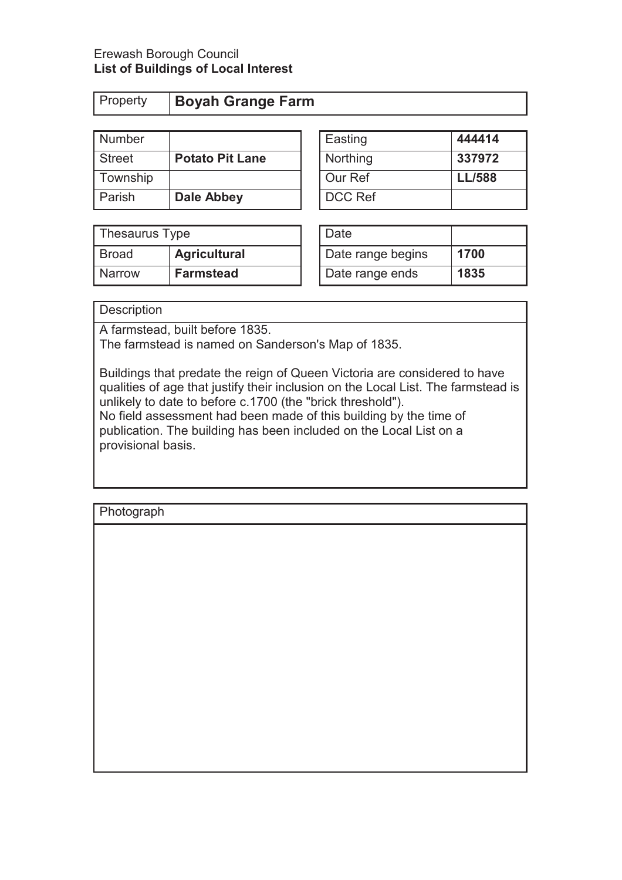Erewash Borough Council
**List of Buildings of Local Interest**

| Property | **Boyah Grange Farm** |
|---|---|

| Number | |
|---|---|
| Street | **Potato Pit Lane** |
| Township | |
| Parish | **Dale Abbey** |

| Easting | **444414** |
|---|---|
| Northing | **337972** |
| Our Ref | **LL/588** |
| DCC Ref | |

| Thesaurus Type | |
|---|---|
| Broad | **Agricultural** |
| Narrow | **Farmstead** |

| Date | |
|---|---|
| Date range begins | **1700** |
| Date range ends | **1835** |

**Description**

A farmstead, built before 1835.
The farmstead is named on Sanderson's Map of 1835.

Buildings that predate the reign of Queen Victoria are considered to have qualities of age that justify their inclusion on the Local List. The farmstead is unlikely to date to before c.1700 (the "brick threshold").
No field assessment had been made of this building by the time of publication. The building has been included on the Local List on a provisional basis.

**Photograph**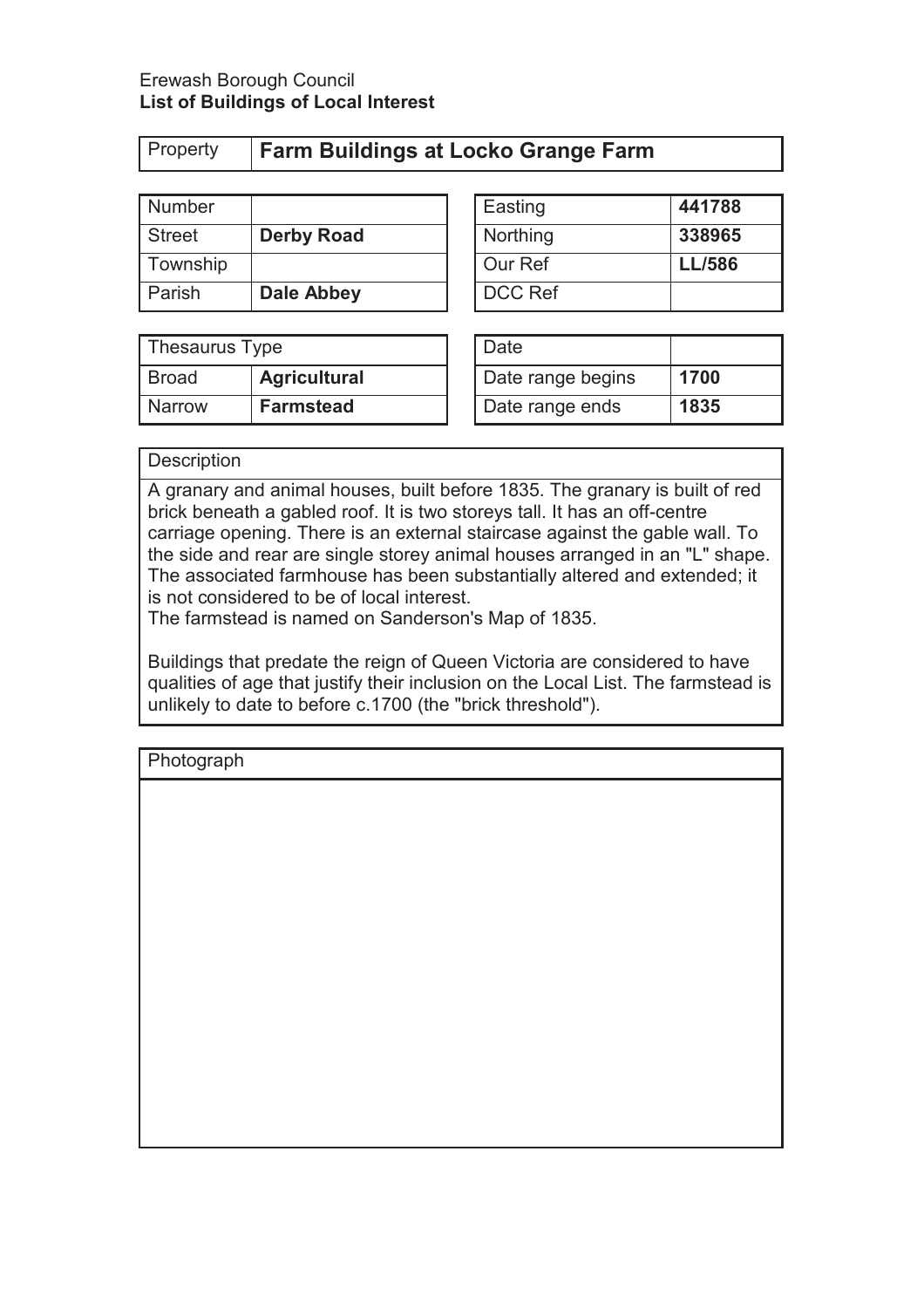Erewash Borough Council
**List of Buildings of Local Interest**

| Property | **Farm Buildings at Locko Grange Farm** |
|---|---|

| Number | |
|---|---|
| Street | **Derby Road** |
| Township | |
| Parish | **Dale Abbey** |

| Easting | **441788** |
|---|---|
| Northing | **338965** |
| Our Ref | **LL/586** |
| DCC Ref | |

| Thesaurus Type | |
|---|---|
| Broad | **Agricultural** |
| Narrow | **Farmstead** |

| Date | |
|---|---|
| Date range begins | **1700** |
| Date range ends | **1835** |

Description

A granary and animal houses, built before 1835. The granary is built of red brick beneath a gabled roof. It is two storeys tall. It has an off-centre carriage opening. There is an external staircase against the gable wall. To the side and rear are single storey animal houses arranged in an "L" shape. The associated farmhouse has been substantially altered and extended; it is not considered to be of local interest.
The farmstead is named on Sanderson's Map of 1835.

Buildings that predate the reign of Queen Victoria are considered to have qualities of age that justify their inclusion on the Local List. The farmstead is unlikely to date to before c.1700 (the "brick threshold").

Photograph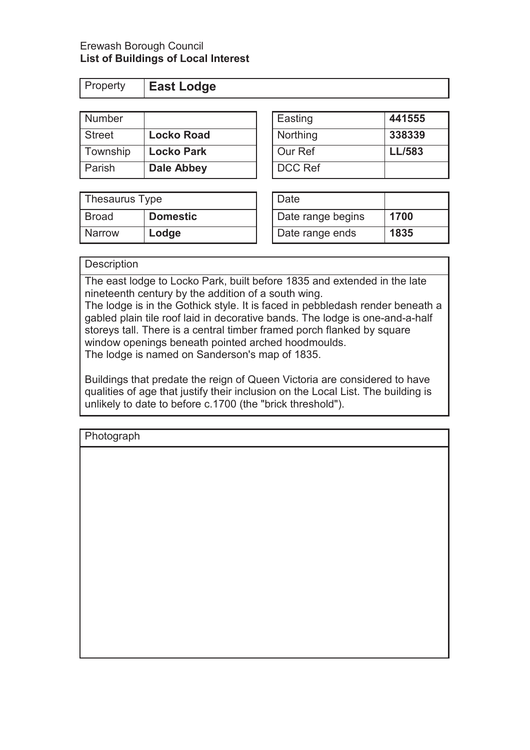Erewash Borough Council
**List of Buildings of Local Interest**

| Property | **East Lodge** |
|---|---|

| Number | |
|---|---|
| Street | **Locko Road** |
| Township | **Locko Park** |
| Parish | **Dale Abbey** |

| Easting | **441555** |
|---|---|
| Northing | **338339** |
| Our Ref | **LL/583** |
| DCC Ref | |

| Thesaurus Type | |
|---|---|
| Broad | **Domestic** |
| Narrow | **Lodge** |

| Date | |
|---|---|
| Date range begins | **1700** |
| Date range ends | **1835** |

Description

The east lodge to Locko Park, built before 1835 and extended in the late nineteenth century by the addition of a south wing.
The lodge is in the Gothick style. It is faced in pebbledash render beneath a gabled plain tile roof laid in decorative bands. The lodge is one-and-a-half storeys tall. There is a central timber framed porch flanked by square window openings beneath pointed arched hoodmoulds.
The lodge is named on Sanderson's map of 1835.

Buildings that predate the reign of Queen Victoria are considered to have qualities of age that justify their inclusion on the Local List. The building is unlikely to date to before c.1700 (the "brick threshold").

Photograph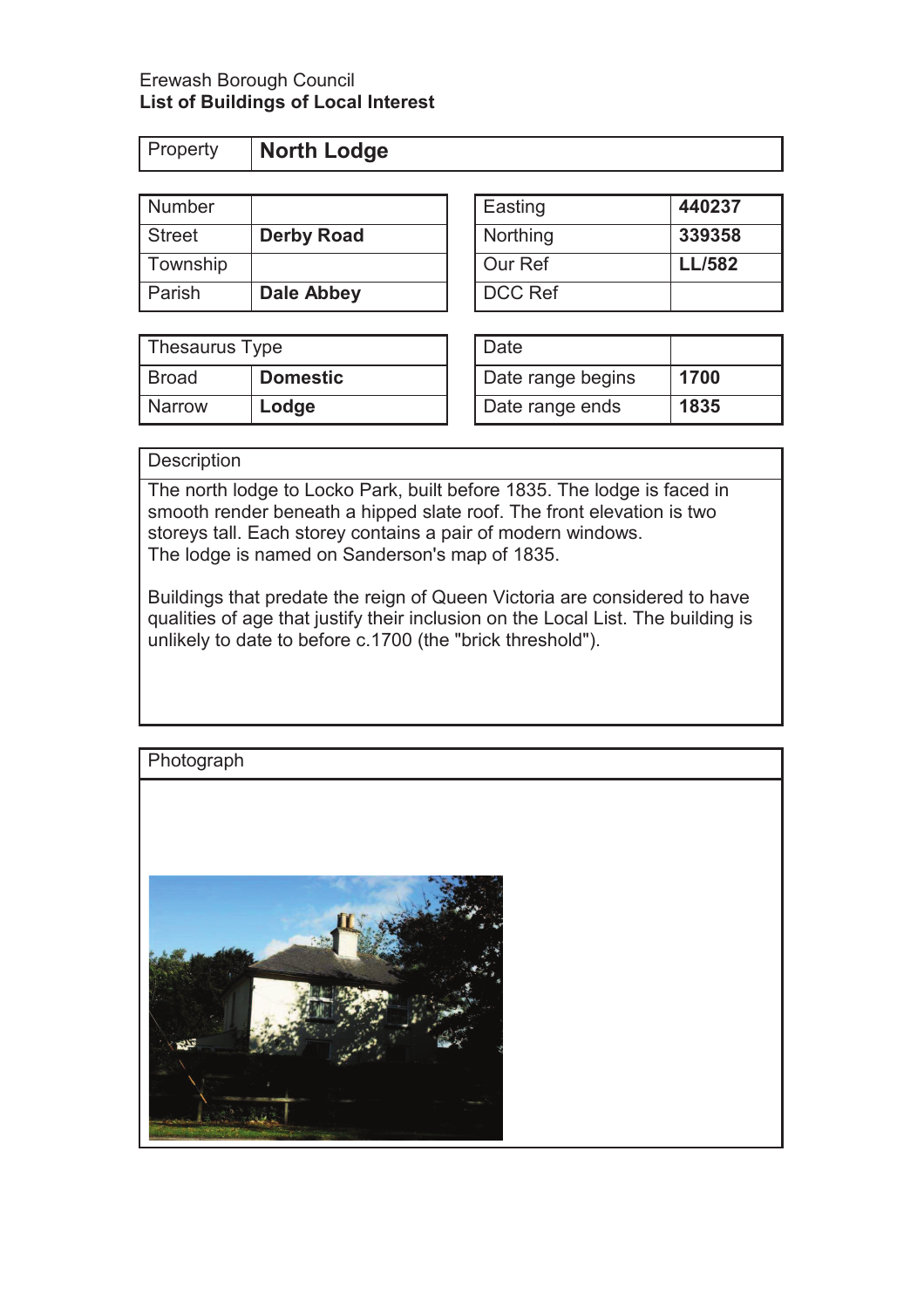Erewash Borough Council
**List of Buildings of Local Interest**

| Property | **North Lodge** |
|---|---|

| Number | |
|---|---|
| Street | **Derby Road** |
| Township | |
| Parish | **Dale Abbey** |

| Easting | **440237** |
|---|---|
| Northing | **339358** |
| Our Ref | **LL/582** |
| DCC Ref | |

| Thesaurus Type | |
|---|---|
| Broad | **Domestic** |
| Narrow | **Lodge** |

| Date | |
|---|---|
| Date range begins | **1700** |
| Date range ends | **1835** |

**Description**

The north lodge to Locko Park, built before 1835. The lodge is faced in smooth render beneath a hipped slate roof. The front elevation is two storeys tall. Each storey contains a pair of modern windows.
The lodge is named on Sanderson's map of 1835.

Buildings that predate the reign of Queen Victoria are considered to have qualities of age that justify their inclusion on the Local List. The building is unlikely to date to before c.1700 (the "brick threshold").

**Photograph**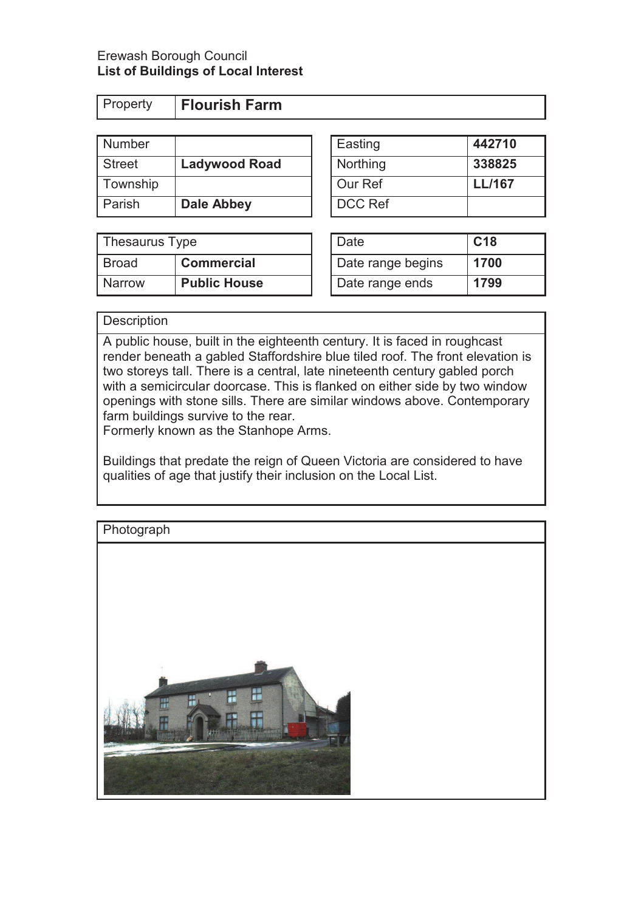Erewash Borough Council
**List of Buildings of Local Interest**

| Property | **Flourish Farm** |
|---|---|

| Number | |
|---|---|
| Street | **Ladywood Road** |
| Township | |
| Parish | **Dale Abbey** |

| Easting | **442710** |
|---|---|
| Northing | **338825** |
| Our Ref | **LL/167** |
| DCC Ref | |

| Thesaurus Type | |
|---|---|
| Broad | **Commercial** |
| Narrow | **Public House** |

| Date | **C18** |
|---|---|
| Date range begins | **1700** |
| Date range ends | **1799** |

Description

A public house, built in the eighteenth century. It is faced in roughcast render beneath a gabled Staffordshire blue tiled roof. The front elevation is two storeys tall. There is a central, late nineteenth century gabled porch with a semicircular doorcase. This is flanked on either side by two window openings with stone sills. There are similar windows above. Contemporary farm buildings survive to the rear.
Formerly known as the Stanhope Arms.

Buildings that predate the reign of Queen Victoria are considered to have qualities of age that justify their inclusion on the Local List.

Photograph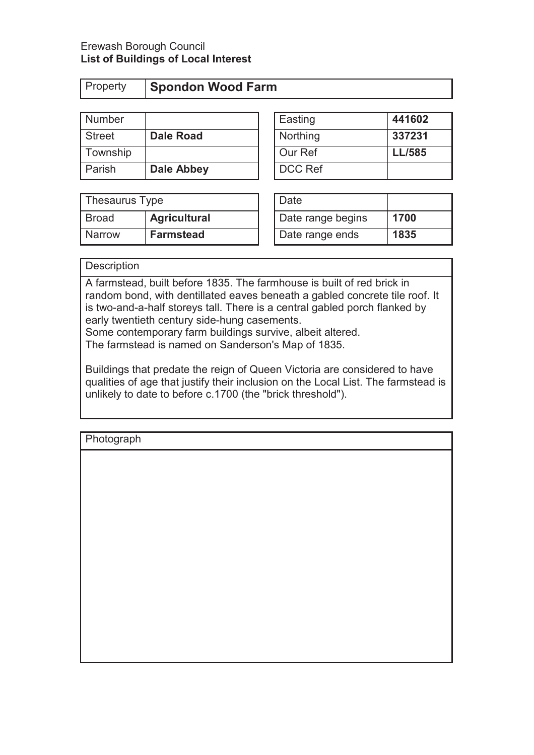Erewash Borough Council
**List of Buildings of Local Interest**

| Property | **Spondon Wood Farm** |
|---|---|

| Number | |
|---|---|
| Street | **Dale Road** |
| Township | |
| Parish | **Dale Abbey** |

| Easting | **441602** |
|---|---|
| Northing | **337231** |
| Our Ref | **LL/585** |
| DCC Ref | |

| Thesaurus Type | |
|---|---|
| Broad | **Agricultural** |
| Narrow | **Farmstead** |

| Date | |
|---|---|
| Date range begins | **1700** |
| Date range ends | **1835** |

Description

A farmstead, built before 1835. The farmhouse is built of red brick in random bond, with dentillated eaves beneath a gabled concrete tile roof. It is two-and-a-half storeys tall. There is a central gabled porch flanked by early twentieth century side-hung casements.
Some contemporary farm buildings survive, albeit altered.
The farmstead is named on Sanderson's Map of 1835.

Buildings that predate the reign of Queen Victoria are considered to have qualities of age that justify their inclusion on the Local List. The farmstead is unlikely to date to before c.1700 (the "brick threshold").

Photograph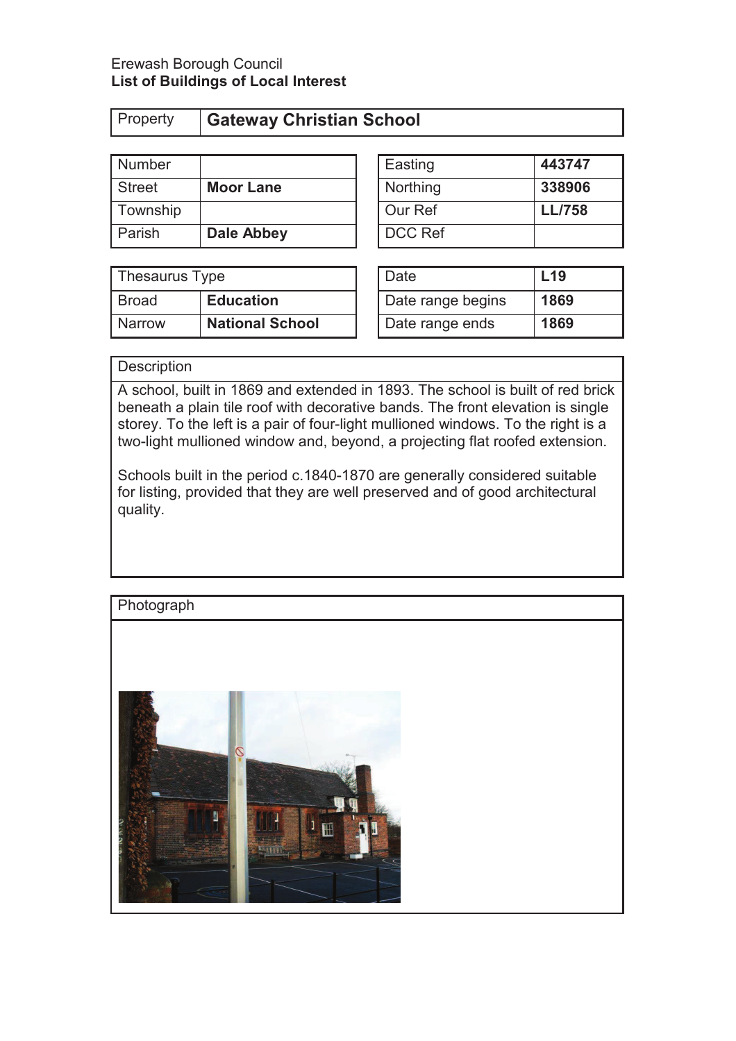Erewash Borough Council
**List of Buildings of Local Interest**

| Property | **Gateway Christian School** |
|---|---|

| | |
|---|---|
| Number | |
| Street | **Moor Lane** |
| Township | |
| Parish | **Dale Abbey** |

| | |
|---|---|
| Easting | **443747** |
| Northing | **338906** |
| Our Ref | **LL/758** |
| DCC Ref | |

| Thesaurus Type | |
|---|---|
| Broad | **Education** |
| Narrow | **National School** |

| | |
|---|---|
| Date | **L19** |
| Date range begins | **1869** |
| Date range ends | **1869** |

Description

A school, built in 1869 and extended in 1893. The school is built of red brick beneath a plain tile roof with decorative bands. The front elevation is single storey. To the left is a pair of four-light mullioned windows. To the right is a two-light mullioned window and, beyond, a projecting flat roofed extension.

Schools built in the period c.1840-1870 are generally considered suitable for listing, provided that they are well preserved and of good architectural quality.

Photograph